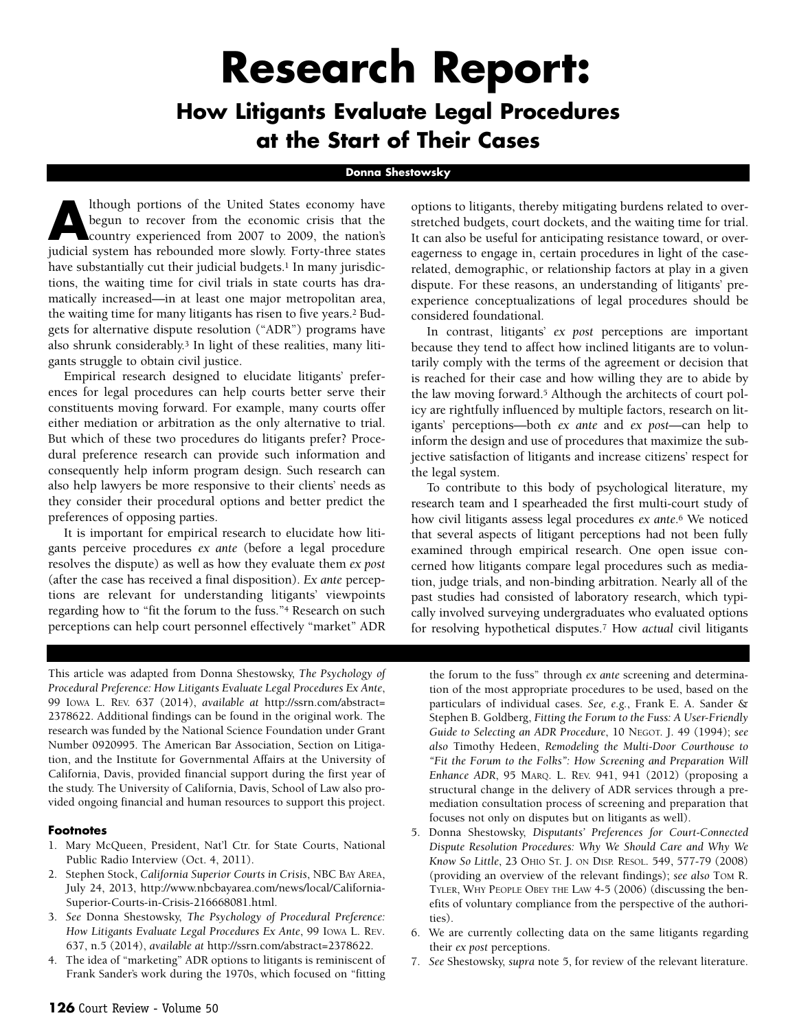# Research Report:

## How Litigants Evaluate Legal Procedures at the Start of Their Cases

**Donna Shestowsky**

Although portions of the United States economy have begun to recover from the economic crisis that the country experienced from 2007 to 2009, the nation's judicial system has rebounded more slowly. Forty-three states have substantially cut their judicial budgets.[1] In many jurisdictions, the waiting time for civil trials in state courts has dramatically increased—in at least one major metropolitan area, the waiting time for many litigants has risen to five years.[2] Budgets for alternative dispute resolution ("ADR") programs have also shrunk considerably.[3] In light of these realities, many litigants struggle to obtain civil justice.

Empirical research designed to elucidate litigants' preferences for legal procedures can help courts better serve their constituents moving forward. For example, many courts offer either mediation or arbitration as the only alternative to trial. But which of these two procedures do litigants prefer? Procedural preference research can provide such information and consequently help inform program design. Such research can also help lawyers be more responsive to their clients' needs as they consider their procedural options and better predict the preferences of opposing parties.

It is important for empirical research to elucidate how litigants perceive procedures *ex ante* (before a legal procedure resolves the dispute) as well as how they evaluate them *ex post* (after the case has received a final disposition). *Ex ante* perceptions are relevant for understanding litigants' viewpoints regarding how to "fit the forum to the fuss."[4] Research on such perceptions can help court personnel effectively "market" ADR options to litigants, thereby mitigating burdens related to overstretched budgets, court dockets, and the waiting time for trial. It can also be useful for anticipating resistance toward, or overeagerness to engage in, certain procedures in light of the case-related, demographic, or relationship factors at play in a given dispute. For these reasons, an understanding of litigants' pre-experience conceptualizations of legal procedures should be considered foundational.

In contrast, litigants' *ex post* perceptions are important because they tend to affect how inclined litigants are to voluntarily comply with the terms of the agreement or decision that is reached for their case and how willing they are to abide by the law moving forward.[5] Although the architects of court policy are rightfully influenced by multiple factors, research on litigants' perceptions—both *ex ante* and *ex post*—can help to inform the design and use of procedures that maximize the subjective satisfaction of litigants and increase citizens' respect for the legal system.

To contribute to this body of psychological literature, my research team and I spearheaded the first multi-court study of how civil litigants assess legal procedures *ex ante*.[6] We noticed that several aspects of litigant perceptions had not been fully examined through empirical research. One open issue concerned how litigants compare legal procedures such as mediation, judge trials, and non-binding arbitration. Nearly all of the past studies had consisted of laboratory research, which typically involved surveying undergraduates who evaluated options for resolving hypothetical disputes.[7] How *actual* civil litigants

---

This article was adapted from Donna Shestowsky, *The Psychology of Procedural Preference: How Litigants Evaluate Legal Procedures Ex Ante*, 99 Iowa L. Rev. 637 (2014), *available at* http://ssrn.com/abstract=2378622. Additional findings can be found in the original work. The research was funded by the National Science Foundation under Grant Number 0920995. The American Bar Association, Section on Litigation, and the Institute for Governmental Affairs at the University of California, Davis, provided financial support during the first year of the study. The University of California, Davis, School of Law also provided ongoing financial and human resources to support this project.

#### Footnotes

1. Mary McQueen, President, Nat'l Ctr. for State Courts, National Public Radio Interview (Oct. 4, 2011).
2. Stephen Stock, *California Superior Courts in Crisis*, NBC Bay Area, July 24, 2013, http://www.nbcbayarea.com/news/local/California-Superior-Courts-in-Crisis-216668081.html.
3. *See* Donna Shestowsky, *The Psychology of Procedural Preference: How Litigants Evaluate Legal Procedures Ex Ante*, 99 Iowa L. Rev. 637, n.5 (2014), *available at* http://ssrn.com/abstract=2378622.
4. The idea of "marketing" ADR options to litigants is reminiscent of Frank Sander's work during the 1970s, which focused on "fitting the forum to the fuss" through *ex ante* screening and determination of the most appropriate procedures to be used, based on the particulars of individual cases. *See, e.g.*, Frank E. A. Sander & Stephen B. Goldberg, *Fitting the Forum to the Fuss: A User-Friendly Guide to Selecting an ADR Procedure*, 10 Negot. J. 49 (1994); *see also* Timothy Hedeen, *Remodeling the Multi-Door Courthouse to "Fit the Forum to the Folks": How Screening and Preparation Will Enhance ADR*, 95 Marq. L. Rev. 941, 941 (2012) (proposing a structural change in the delivery of ADR services through a premediation consultation process of screening and preparation that focuses not only on disputes but on litigants as well).
5. Donna Shestowsky, *Disputants' Preferences for Court-Connected Dispute Resolution Procedures: Why We Should Care and Why We Know So Little*, 23 Ohio St. J. on Disp. Resol. 549, 577-79 (2008) (providing an overview of the relevant findings); *see also* Tom R. Tyler, Why People Obey the Law 4-5 (2006) (discussing the benefits of voluntary compliance from the perspective of the authorities).
6. We are currently collecting data on the same litigants regarding their *ex post* perceptions.
7. *See* Shestowsky, *supra* note 5, for review of the relevant literature.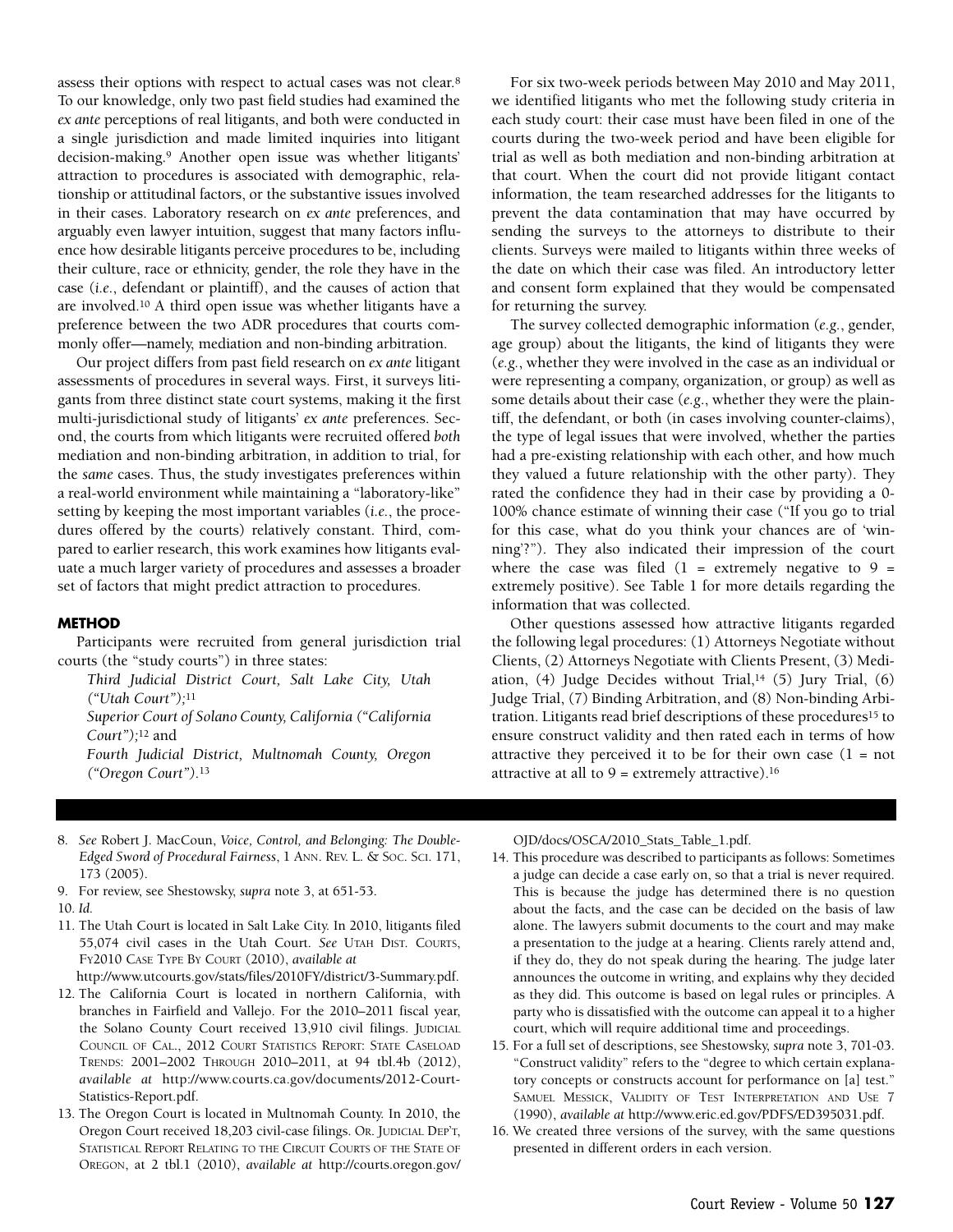assess their options with respect to actual cases was not clear.[8] To our knowledge, only two past field studies had examined the *ex ante* perceptions of real litigants, and both were conducted in a single jurisdiction and made limited inquiries into litigant decision-making.[9] Another open issue was whether litigants' attraction to procedures is associated with demographic, relationship or attitudinal factors, or the substantive issues involved in their cases. Laboratory research on *ex ante* preferences, and arguably even lawyer intuition, suggest that many factors influence how desirable litigants perceive procedures to be, including their culture, race or ethnicity, gender, the role they have in the case (*i.e.*, defendant or plaintiff), and the causes of action that are involved.[10] A third open issue was whether litigants have a preference between the two ADR procedures that courts commonly offer—namely, mediation and non-binding arbitration.

Our project differs from past field research on *ex ante* litigant assessments of procedures in several ways. First, it surveys litigants from three distinct state court systems, making it the first multi-jurisdictional study of litigants' *ex ante* preferences. Second, the courts from which litigants were recruited offered *both* mediation and non-binding arbitration, in addition to trial, for the *same* cases. Thus, the study investigates preferences within a real-world environment while maintaining a "laboratory-like" setting by keeping the most important variables (*i.e.*, the procedures offered by the courts) relatively constant. Third, compared to earlier research, this work examines how litigants evaluate a much larger variety of procedures and assesses a broader set of factors that might predict attraction to procedures.

## METHOD

Participants were recruited from general jurisdiction trial courts (the "study courts") in three states:

*Third Judicial District Court, Salt Lake City, Utah ("Utah Court");*[11]

*Superior Court of Solano County, California ("California Court");*[12] and

*Fourth Judicial District, Multnomah County, Oregon ("Oregon Court")*.[13]

For six two-week periods between May 2010 and May 2011, we identified litigants who met the following study criteria in each study court: their case must have been filed in one of the courts during the two-week period and have been eligible for trial as well as both mediation and non-binding arbitration at that court. When the court did not provide litigant contact information, the team researched addresses for the litigants to prevent the data contamination that may have occurred by sending the surveys to the attorneys to distribute to their clients. Surveys were mailed to litigants within three weeks of the date on which their case was filed. An introductory letter and consent form explained that they would be compensated for returning the survey.

The survey collected demographic information (*e.g.*, gender, age group) about the litigants, the kind of litigants they were (*e.g.*, whether they were involved in the case as an individual or were representing a company, organization, or group) as well as some details about their case (*e.g.*, whether they were the plaintiff, the defendant, or both (in cases involving counter-claims), the type of legal issues that were involved, whether the parties had a pre-existing relationship with each other, and how much they valued a future relationship with the other party). They rated the confidence they had in their case by providing a 0-100% chance estimate of winning their case ("If you go to trial for this case, what do you think your chances are of 'winning'?"). They also indicated their impression of the court where the case was filed (1 = extremely negative to 9 = extremely positive). See Table 1 for more details regarding the information that was collected.

Other questions assessed how attractive litigants regarded the following legal procedures: (1) Attorneys Negotiate without Clients, (2) Attorneys Negotiate with Clients Present, (3) Mediation, (4) Judge Decides without Trial,[14] (5) Jury Trial, (6) Judge Trial, (7) Binding Arbitration, and (8) Non-binding Arbitration. Litigants read brief descriptions of these procedures[15] to ensure construct validity and then rated each in terms of how attractive they perceived it to be for their own case (1 = not attractive at all to 9 = extremely attractive).[16]

---

8. *See* Robert J. MacCoun, *Voice, Control, and Belonging: The Double-Edged Sword of Procedural Fairness*, 1 Ann. Rev. L. & Soc. Sci. 171, 173 (2005).
9. For review, see Shestowsky, *supra* note 3, at 651-53.
10. *Id.*
11. The Utah Court is located in Salt Lake City. In 2010, litigants filed 55,074 civil cases in the Utah Court. *See* Utah Dist. Courts, FY2010 Case Type By Court (2010), *available at* http://www.utcourts.gov/stats/files/2010FY/district/3-Summary.pdf.
12. The California Court is located in northern California, with branches in Fairfield and Vallejo. For the 2010–2011 fiscal year, the Solano County Court received 13,910 civil filings. Judicial Council of Cal., 2012 Court Statistics Report: State Caseload Trends: 2001–2002 Through 2010–2011, at 94 tbl.4b (2012), *available at* http://www.courts.ca.gov/documents/2012-Court-Statistics-Report.pdf.
13. The Oregon Court is located in Multnomah County. In 2010, the Oregon Court received 18,203 civil-case filings. Or. Judicial Dep't, Statistical Report Relating to the Circuit Courts of the State of Oregon, at 2 tbl.1 (2010), *available at* http://courts.oregon.gov/OJD/docs/OSCA/2010_Stats_Table_1.pdf.
14. This procedure was described to participants as follows: Sometimes a judge can decide a case early on, so that a trial is never required. This is because the judge has determined there is no question about the facts, and the case can be decided on the basis of law alone. The lawyers submit documents to the court and may make a presentation to the judge at a hearing. Clients rarely attend and, if they do, they do not speak during the hearing. The judge later announces the outcome in writing, and explains why they decided as they did. This outcome is based on legal rules or principles. A party who is dissatisfied with the outcome can appeal it to a higher court, which will require additional time and proceedings.
15. For a full set of descriptions, see Shestowsky, *supra* note 3, 701-03. "Construct validity" refers to the "degree to which certain explanatory concepts or constructs account for performance on [a] test." Samuel Messick, Validity of Test Interpretation and Use 7 (1990), *available at* http://www.eric.ed.gov/PDFS/ED395031.pdf.
16. We created three versions of the survey, with the same questions presented in different orders in each version.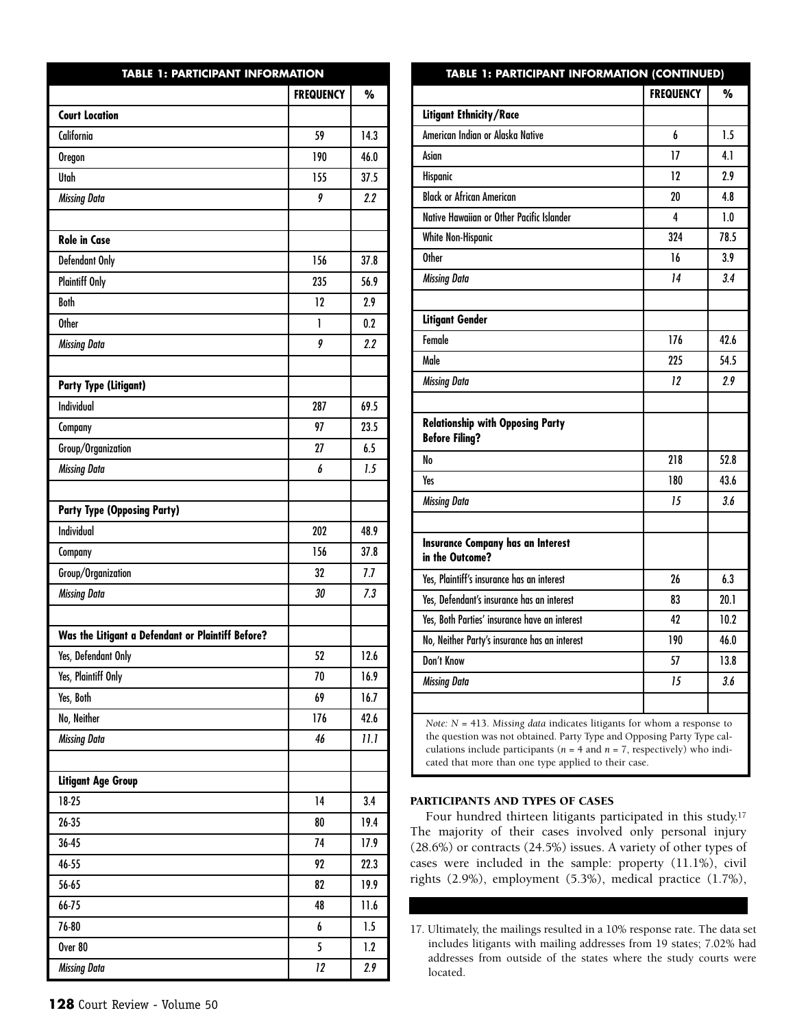**TABLE 1: PARTICIPANT INFORMATION**

| | FREQUENCY | % |
|---|---|---|
| **Court Location** | | |
| California | 59 | 14.3 |
| Oregon | 190 | 46.0 |
| Utah | 155 | 37.5 |
| *Missing Data* | *9* | *2.2* |
| | | |
| **Role in Case** | | |
| Defendant Only | 156 | 37.8 |
| Plaintiff Only | 235 | 56.9 |
| Both | 12 | 2.9 |
| Other | 1 | 0.2 |
| *Missing Data* | *9* | *2.2* |
| | | |
| **Party Type (Litigant)** | | |
| Individual | 287 | 69.5 |
| Company | 97 | 23.5 |
| Group/Organization | 27 | 6.5 |
| *Missing Data* | *6* | *1.5* |
| | | |
| **Party Type (Opposing Party)** | | |
| Individual | 202 | 48.9 |
| Company | 156 | 37.8 |
| Group/Organization | 32 | 7.7 |
| *Missing Data* | *30* | *7.3* |
| | | |
| **Was the Litigant a Defendant or Plaintiff Before?** | | |
| Yes, Defendant Only | 52 | 12.6 |
| Yes, Plaintiff Only | 70 | 16.9 |
| Yes, Both | 69 | 16.7 |
| No, Neither | 176 | 42.6 |
| *Missing Data* | *46* | *11.1* |
| | | |
| **Litigant Age Group** | | |
| 18-25 | 14 | 3.4 |
| 26-35 | 80 | 19.4 |
| 36-45 | 74 | 17.9 |
| 46-55 | 92 | 22.3 |
| 56-65 | 82 | 19.9 |
| 66-75 | 48 | 11.6 |
| 76-80 | 6 | 1.5 |
| Over 80 | 5 | 1.2 |
| *Missing Data* | *12* | *2.9* |
| **Litigant Ethnicity/Race** | | |
| American Indian or Alaska Native | 6 | 1.5 |
| Asian | 17 | 4.1 |
| Hispanic | 12 | 2.9 |
| Black or African American | 20 | 4.8 |
| Native Hawaiian or Other Pacific Islander | 4 | 1.0 |
| White Non-Hispanic | 324 | 78.5 |
| Other | 16 | 3.9 |
| *Missing Data* | *14* | *3.4* |
| | | |
| **Litigant Gender** | | |
| Female | 176 | 42.6 |
| Male | 225 | 54.5 |
| *Missing Data* | *12* | *2.9* |
| | | |
| **Relationship with Opposing Party Before Filing?** | | |
| No | 218 | 52.8 |
| Yes | 180 | 43.6 |
| *Missing Data* | *15* | *3.6* |
| | | |
| **Insurance Company has an Interest in the Outcome?** | | |
| Yes, Plaintiff's insurance has an interest | 26 | 6.3 |
| Yes, Defendant's insurance has an interest | 83 | 20.1 |
| Yes, Both Parties' insurance have an interest | 42 | 10.2 |
| No, Neither Party's insurance has an interest | 190 | 46.0 |
| Don't Know | 57 | 13.8 |
| *Missing Data* | *15* | *3.6* |

*Note: $N$ = 413. Missing data* indicates litigants for whom a response to the question was not obtained. Party Type and Opposing Party Type calculations include participants ($n$ = 4 and $n$ = 7, respectively) who indicated that more than one type applied to their case.

## PARTICIPANTS AND TYPES OF CASES

Four hundred thirteen litigants participated in this study.[17] The majority of their cases involved only personal injury (28.6%) or contracts (24.5%) issues. A variety of other types of cases were included in the sample: property (11.1%), civil rights (2.9%), employment (5.3%), medical practice (1.7%),

17. Ultimately, the mailings resulted in a 10% response rate. The data set includes litigants with mailing addresses from 19 states; 7.02% had addresses from outside of the states where the study courts were located.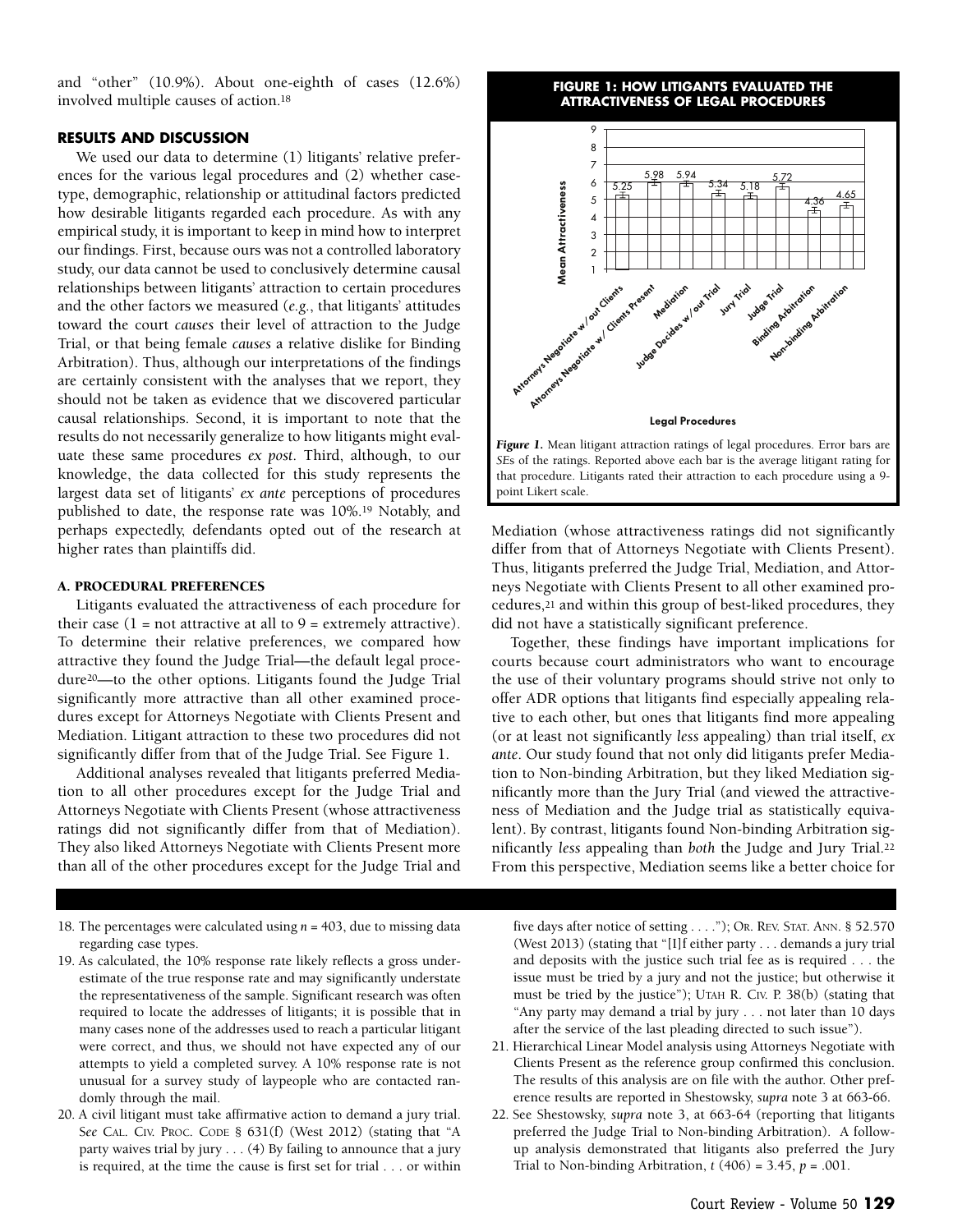and "other" (10.9%). About one-eighth of cases (12.6%) involved multiple causes of action.[18]

## RESULTS AND DISCUSSION

We used our data to determine (1) litigants' relative preferences for the various legal procedures and (2) whether case-type, demographic, relationship or attitudinal factors predicted how desirable litigants regarded each procedure. As with any empirical study, it is important to keep in mind how to interpret our findings. First, because ours was not a controlled laboratory study, our data cannot be used to conclusively determine causal relationships between litigants' attraction to certain procedures and the other factors we measured (*e.g.*, that litigants' attitudes toward the court *causes* their level of attraction to the Judge Trial, or that being female *causes* a relative dislike for Binding Arbitration). Thus, although our interpretations of the findings are certainly consistent with the analyses that we report, they should not be taken as evidence that we discovered particular causal relationships. Second, it is important to note that the results do not necessarily generalize to how litigants might evaluate these same procedures *ex post*. Third, although, to our knowledge, the data collected for this study represents the largest data set of litigants' *ex ante* perceptions of procedures published to date, the response rate was 10%.[19] Notably, and perhaps expectedly, defendants opted out of the research at higher rates than plaintiffs did.

### A. PROCEDURAL PREFERENCES

Litigants evaluated the attractiveness of each procedure for their case (1 = not attractive at all to 9 = extremely attractive). To determine their relative preferences, we compared how attractive they found the Judge Trial—the default legal procedure[20]—to the other options. Litigants found the Judge Trial significantly more attractive than all other examined procedures except for Attorneys Negotiate with Clients Present and Mediation. Litigant attraction to these two procedures did not significantly differ from that of the Judge Trial. See Figure 1.

Additional analyses revealed that litigants preferred Mediation to all other procedures except for the Judge Trial and Attorneys Negotiate with Clients Present (whose attractiveness ratings did not significantly differ from that of Mediation). They also liked Attorneys Negotiate with Clients Present more than all of the other procedures except for the Judge Trial and Mediation (whose attractiveness ratings did not significantly differ from that of Attorneys Negotiate with Clients Present). Thus, litigants preferred the Judge Trial, Mediation, and Attorneys Negotiate with Clients Present to all other examined procedures,[21] and within this group of best-liked procedures, they did not have a statistically significant preference.

Together, these findings have important implications for courts because court administrators who want to encourage the use of their voluntary programs should strive not only to offer ADR options that litigants find especially appealing relative to each other, but ones that litigants find more appealing (or at least not significantly *less* appealing) than trial itself, *ex ante*. Our study found that not only did litigants prefer Mediation to Non-binding Arbitration, but they liked Mediation significantly more than the Jury Trial (and viewed the attractiveness of Mediation and the Judge trial as statistically equivalent). By contrast, litigants found Non-binding Arbitration significantly *less* appealing than *both* the Judge and Jury Trial.[22] From this perspective, Mediation seems like a better choice for

**FIGURE 1: HOW LITIGANTS EVALUATED THE ATTRACTIVENESS OF LEGAL PROCEDURES**

| Legal Procedures | Mean Attractiveness |
|---|---|
| Attorneys Negotiate w/out Clients | 5.25 |
| Attorneys Negotiate w/ Clients Present | 5.98 |
| Mediation | 5.94 |
| Judge Decides w/out Trial | 5.34 |
| Jury Trial | 5.18 |
| Judge Trial | 5.72 |
| Binding Arbitration | 4.36 |
| Non-binding Arbitration | 4.65 |

*Figure 1.* Mean litigant attraction ratings of legal procedures. Error bars are *SE*s of the ratings. Reported above each bar is the average litigant rating for that procedure. Litigants rated their attraction to each procedure using a 9-point Likert scale.

---

18. The percentages were calculated using $n = 403$, due to missing data regarding case types.

19. As calculated, the 10% response rate likely reflects a gross underestimate of the true response rate and may significantly understate the representativeness of the sample. Significant research was often required to locate the addresses of litigants; it is possible that in many cases none of the addresses used to reach a particular litigant were correct, and thus, we should not have expected any of our attempts to yield a completed survey. A 10% response rate is not unusual for a survey study of laypeople who are contacted randomly through the mail.

20. A civil litigant must take affirmative action to demand a jury trial. *See* CAL. CIV. PROC. CODE § 631(f) (West 2012) (stating that "A party waives trial by jury . . . (4) By failing to announce that a jury is required, at the time the cause is first set for trial . . . or within five days after notice of setting . . . ."); OR. REV. STAT. ANN. § 52.570 (West 2013) (stating that "[I]f either party . . . demands a jury trial and deposits with the justice such trial fee as is required . . . the issue must be tried by a jury and not the justice; but otherwise it must be tried by the justice"); UTAH R. CIV. P. 38(b) (stating that "Any party may demand a trial by jury . . . not later than 10 days after the service of the last pleading directed to such issue").

21. Hierarchical Linear Model analysis using Attorneys Negotiate with Clients Present as the reference group confirmed this conclusion. The results of this analysis are on file with the author. Other preference results are reported in Shestowsky, *supra* note 3 at 663-66.

22. See Shestowsky, *supra* note 3, at 663-64 (reporting that litigants preferred the Judge Trial to Non-binding Arbitration). A follow-up analysis demonstrated that litigants also preferred the Jury Trial to Non-binding Arbitration, $t\ (406) = 3.45$, $p = .001$.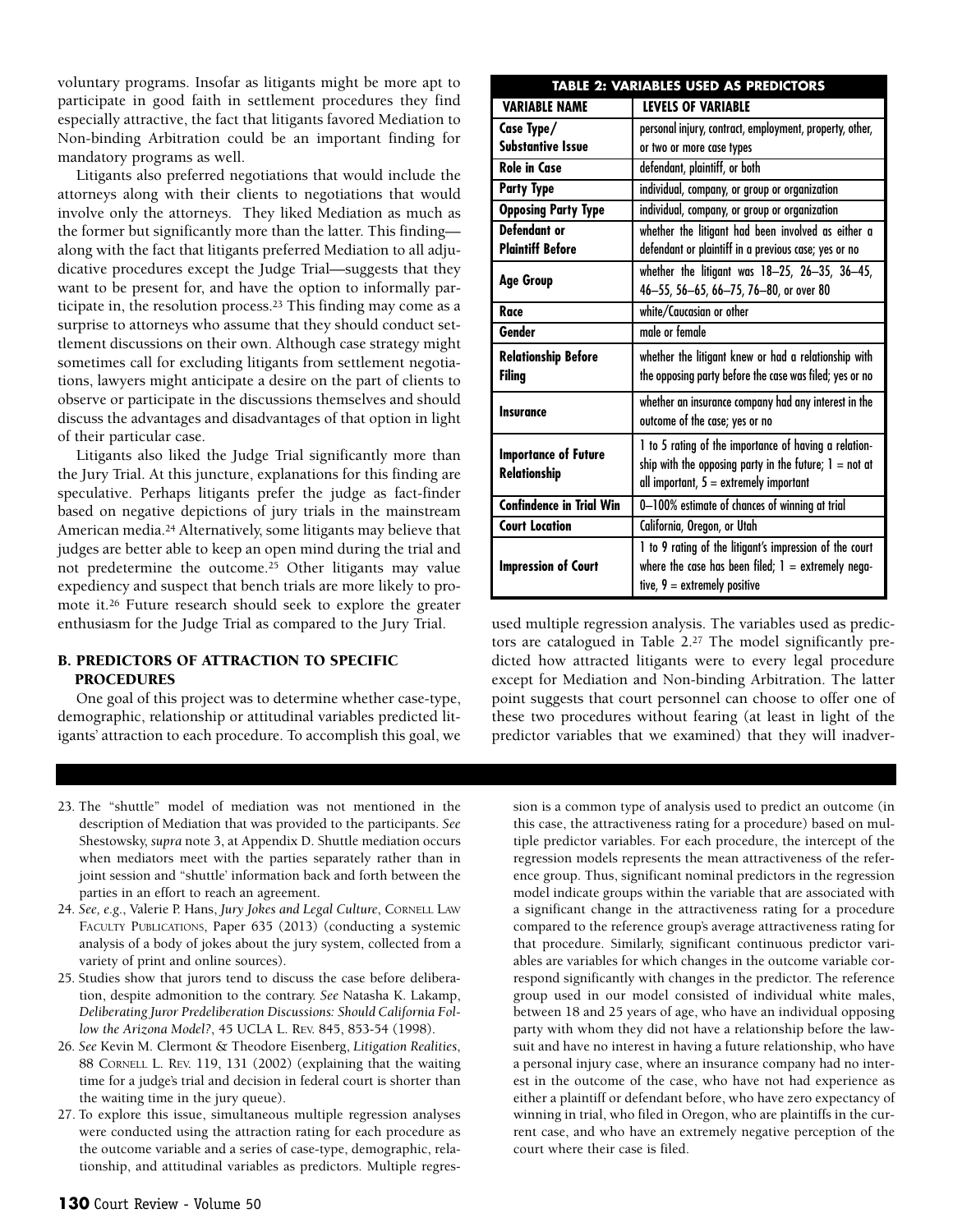voluntary programs. Insofar as litigants might be more apt to participate in good faith in settlement procedures they find especially attractive, the fact that litigants favored Mediation to Non-binding Arbitration could be an important finding for mandatory programs as well.

Litigants also preferred negotiations that would include the attorneys along with their clients to negotiations that would involve only the attorneys. They liked Mediation as much as the former but significantly more than the latter. This finding—along with the fact that litigants preferred Mediation to all adjudicative procedures except the Judge Trial—suggests that they want to be present for, and have the option to informally participate in, the resolution process.[23] This finding may come as a surprise to attorneys who assume that they should conduct settlement discussions on their own. Although case strategy might sometimes call for excluding litigants from settlement negotiations, lawyers might anticipate a desire on the part of clients to observe or participate in the discussions themselves and should discuss the advantages and disadvantages of that option in light of their particular case.

Litigants also liked the Judge Trial significantly more than the Jury Trial. At this juncture, explanations for this finding are speculative. Perhaps litigants prefer the judge as fact-finder based on negative depictions of jury trials in the mainstream American media.[24] Alternatively, some litigants may believe that judges are better able to keep an open mind during the trial and not predetermine the outcome.[25] Other litigants may value expediency and suspect that bench trials are more likely to promote it.[26] Future research should seek to explore the greater enthusiasm for the Judge Trial as compared to the Jury Trial.

## B. PREDICTORS OF ATTRACTION TO SPECIFIC PROCEDURES

One goal of this project was to determine whether case-type, demographic, relationship or attitudinal variables predicted litigants' attraction to each procedure. To accomplish this goal, we used multiple regression analysis. The variables used as predictors are catalogued in Table 2.[27] The model significantly predicted how attracted litigants were to every legal procedure except for Mediation and Non-binding Arbitration. The latter point suggests that court personnel can choose to offer one of these two procedures without fearing (at least in light of the predictor variables that we examined) that they will inadver-

**TABLE 2: VARIABLES USED AS PREDICTORS**

| VARIABLE NAME | LEVELS OF VARIABLE |
|---|---|
| Case Type/ Substantive Issue | personal injury, contract, employment, property, other, or two or more case types |
| Role in Case | defendant, plaintiff, or both |
| Party Type | individual, company, or group or organization |
| Opposing Party Type | individual, company, or group or organization |
| Defendant or Plaintiff Before | whether the litigant had been involved as either a defendant or plaintiff in a previous case; yes or no |
| Age Group | whether the litigant was 18–25, 26–35, 36–45, 46–55, 56–65, 66–75, 76–80, or over 80 |
| Race | white/Caucasian or other |
| Gender | male or female |
| Relationship Before Filing | whether the litigant knew or had a relationship with the opposing party before the case was filed; yes or no |
| Insurance | whether an insurance company had any interest in the outcome of the case; yes or no |
| Importance of Future Relationship | 1 to 5 rating of the importance of having a relationship with the opposing party in the future; 1 = not at all important, 5 = extremely important |
| Confidence in Trial Win | 0–100% estimate of chances of winning at trial |
| Court Location | California, Oregon, or Utah |
| Impression of Court | 1 to 9 rating of the litigant's impression of the court where the case has been filed; 1 = extremely negative, 9 = extremely positive |

23. The "shuttle" model of mediation was not mentioned in the description of Mediation that was provided to the participants. *See* Shestowsky, *supra* note 3, at Appendix D. Shuttle mediation occurs when mediators meet with the parties separately rather than in joint session and "shuttle' information back and forth between the parties in an effort to reach an agreement.

24. *See, e.g.*, Valerie P. Hans, *Jury Jokes and Legal Culture*, CORNELL LAW FACULTY PUBLICATIONS, Paper 635 (2013) (conducting a systemic analysis of a body of jokes about the jury system, collected from a variety of print and online sources).

25. Studies show that jurors tend to discuss the case before deliberation, despite admonition to the contrary. *See* Natasha K. Lakamp, *Deliberating Juror Predeliberation Discussions: Should California Follow the Arizona Model?*, 45 UCLA L. REV. 845, 853-54 (1998).

26. *See* Kevin M. Clermont & Theodore Eisenberg, *Litigation Realities*, 88 CORNELL L. REV. 119, 131 (2002) (explaining that the waiting time for a judge's trial and decision in federal court is shorter than the waiting time in the jury queue).

27. To explore this issue, simultaneous multiple regression analyses were conducted using the attraction rating for each procedure as the outcome variable and a series of case-type, demographic, relationship, and attitudinal variables as predictors. Multiple regression is a common type of analysis used to predict an outcome (in this case, the attractiveness rating for a procedure) based on multiple predictor variables. For each procedure, the intercept of the regression models represents the mean attractiveness of the reference group. Thus, significant nominal predictors in the regression model indicate groups within the variable that are associated with a significant change in the attractiveness rating for a procedure compared to the reference group's average attractiveness rating for that procedure. Similarly, significant continuous predictor variables are variables for which changes in the outcome variable correspond significantly with changes in the predictor. The reference group used in our model consisted of individual white males, between 18 and 25 years of age, who have an individual opposing party with whom they did not have a relationship before the lawsuit and have no interest in having a future relationship, who have a personal injury case, where an insurance company had no interest in the outcome of the case, who have not had experience as either a plaintiff or defendant before, who have zero expectancy of winning in trial, who filed in Oregon, who are plaintiffs in the current case, and who have an extremely negative perception of the court where their case is filed.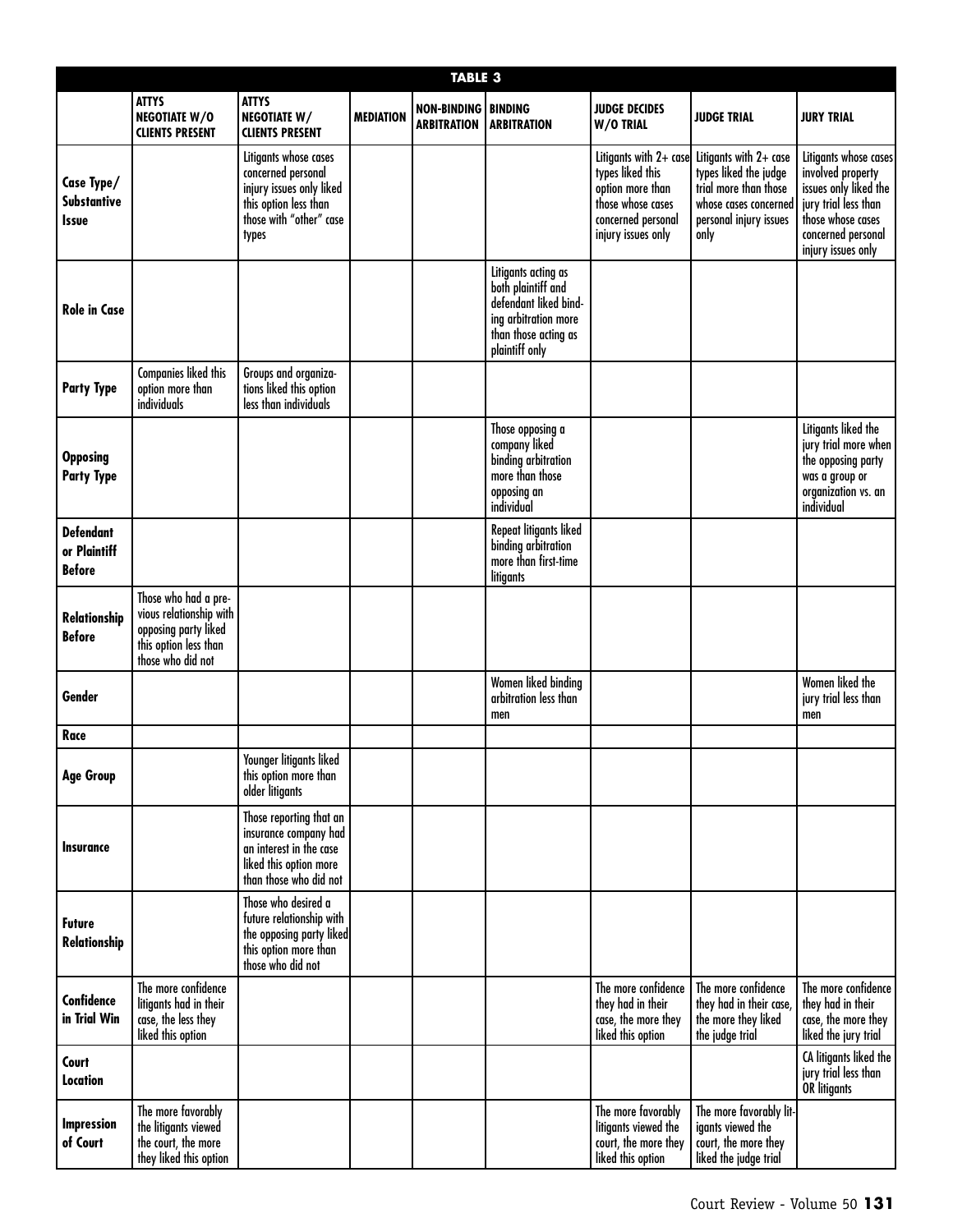**TABLE 3**

| | ATTYS NEGOTIATE W/O CLIENTS PRESENT | ATTYS NEGOTIATE W/ CLIENTS PRESENT | MEDIATION | NON-BINDING ARBITRATION | BINDING ARBITRATION | JUDGE DECIDES W/O TRIAL | JUDGE TRIAL | JURY TRIAL |
|---|---|---|---|---|---|---|---|---|
| **Case Type/ Substantive Issue** | | Litigants whose cases concerned personal injury issues only liked this option less than those with "other" case types | | | | Litigants with 2+ case types liked this option more than those whose cases concerned personal injury issues only | Litigants with 2+ case types liked the judge trial more than those whose cases concerned personal injury issues only | Litigants whose cases involved property issues only liked the jury trial less than those whose cases concerned personal injury issues only |
| **Role in Case** | | | | | Litigants acting as both plaintiff and defendant liked binding arbitration more than those acting as plaintiff only | | | |
| **Party Type** | Companies liked this option more than individuals | Groups and organizations liked this option less than individuals | | | | | | |
| **Opposing Party Type** | | | | | Those opposing a company liked binding arbitration more than those opposing an individual | | | Litigants liked the jury trial more when the opposing party was a group or organization vs. an individual |
| **Defendant or Plaintiff Before** | | | | | Repeat litigants liked binding arbitration more than first-time litigants | | | |
| **Relationship Before** | Those who had a previous relationship with opposing party liked this option less than those who did not | | | | | | | |
| **Gender** | | | | | Women liked binding arbitration less than men | | | Women liked the jury trial less than men |
| **Race** | | | | | | | | |
| **Age Group** | | Younger litigants liked this option more than older litigants | | | | | | |
| **Insurance** | | Those reporting that an insurance company had an interest in the case liked this option more than those who did not | | | | | | |
| **Future Relationship** | | Those who desired a future relationship with the opposing party liked this option more than those who did not | | | | | | |
| **Confidence in Trial Win** | The more confidence litigants had in their case, the less they liked this option | | | | | The more confidence they had in their case, the more they liked this option | The more confidence they had in their case, the more they liked the judge trial | The more confidence they had in their case, the more they liked the jury trial |
| **Court Location** | | | | | | | | CA litigants liked the jury trial less than OR litigants |
| **Impression of Court** | The more favorably the litigants viewed the court, the more they liked this option | | | | | The more favorably litigants viewed the court, the more they liked this option | The more favorably litigants viewed the court, the more they liked the judge trial | |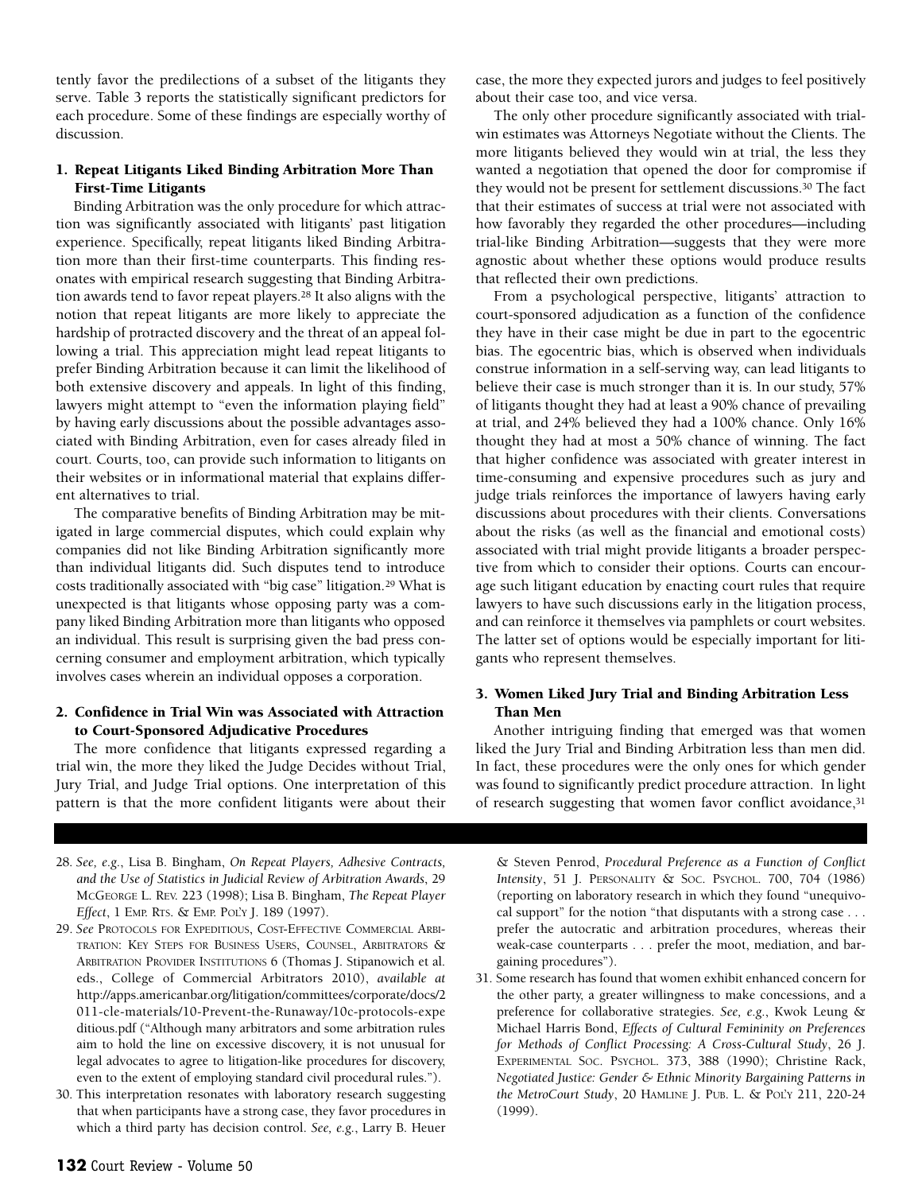tently favor the predilections of a subset of the litigants they serve. Table 3 reports the statistically significant predictors for each procedure. Some of these findings are especially worthy of discussion.

### 1. Repeat Litigants Liked Binding Arbitration More Than First-Time Litigants

Binding Arbitration was the only procedure for which attraction was significantly associated with litigants' past litigation experience. Specifically, repeat litigants liked Binding Arbitration more than their first-time counterparts. This finding resonates with empirical research suggesting that Binding Arbitration awards tend to favor repeat players.[28] It also aligns with the notion that repeat litigants are more likely to appreciate the hardship of protracted discovery and the threat of an appeal following a trial. This appreciation might lead repeat litigants to prefer Binding Arbitration because it can limit the likelihood of both extensive discovery and appeals. In light of this finding, lawyers might attempt to "even the information playing field" by having early discussions about the possible advantages associated with Binding Arbitration, even for cases already filed in court. Courts, too, can provide such information to litigants on their websites or in informational material that explains different alternatives to trial.

The comparative benefits of Binding Arbitration may be mitigated in large commercial disputes, which could explain why companies did not like Binding Arbitration significantly more than individual litigants did. Such disputes tend to introduce costs traditionally associated with "big case" litigation.[29] What is unexpected is that litigants whose opposing party was a company liked Binding Arbitration more than litigants who opposed an individual. This result is surprising given the bad press concerning consumer and employment arbitration, which typically involves cases wherein an individual opposes a corporation.

### 2. Confidence in Trial Win was Associated with Attraction to Court-Sponsored Adjudicative Procedures

The more confidence that litigants expressed regarding a trial win, the more they liked the Judge Decides without Trial, Jury Trial, and Judge Trial options. One interpretation of this pattern is that the more confident litigants were about their case, the more they expected jurors and judges to feel positively about their case too, and vice versa.

The only other procedure significantly associated with trial-win estimates was Attorneys Negotiate without the Clients. The more litigants believed they would win at trial, the less they wanted a negotiation that opened the door for compromise if they would not be present for settlement discussions.[30] The fact that their estimates of success at trial were not associated with how favorably they regarded the other procedures—including trial-like Binding Arbitration—suggests that they were more agnostic about whether these options would produce results that reflected their own predictions.

From a psychological perspective, litigants' attraction to court-sponsored adjudication as a function of the confidence they have in their case might be due in part to the egocentric bias. The egocentric bias, which is observed when individuals construe information in a self-serving way, can lead litigants to believe their case is much stronger than it is. In our study, 57% of litigants thought they had at least a 90% chance of prevailing at trial, and 24% believed they had a 100% chance. Only 16% thought they had at most a 50% chance of winning. The fact that higher confidence was associated with greater interest in time-consuming and expensive procedures such as jury and judge trials reinforces the importance of lawyers having early discussions about procedures with their clients. Conversations about the risks (as well as the financial and emotional costs) associated with trial might provide litigants a broader perspective from which to consider their options. Courts can encourage such litigant education by enacting court rules that require lawyers to have such discussions early in the litigation process, and can reinforce it themselves via pamphlets or court websites. The latter set of options would be especially important for litigants who represent themselves.

### 3. Women Liked Jury Trial and Binding Arbitration Less Than Men

Another intriguing finding that emerged was that women liked the Jury Trial and Binding Arbitration less than men did. In fact, these procedures were the only ones for which gender was found to significantly predict procedure attraction. In light of research suggesting that women favor conflict avoidance,[31]

---

28. *See, e.g.*, Lisa B. Bingham, *On Repeat Players, Adhesive Contracts, and the Use of Statistics in Judicial Review of Arbitration Awards*, 29 McGeorge L. Rev. 223 (1998); Lisa B. Bingham, *The Repeat Player Effect*, 1 Emp. Rts. & Emp. Pol'y J. 189 (1997).

29. *See* Protocols for Expeditious, Cost-Effective Commercial Arbitration: Key Steps for Business Users, Counsel, Arbitrators & Arbitration Provider Institutions 6 (Thomas J. Stipanowich et al. eds., College of Commercial Arbitrators 2010), *available at* http://apps.americanbar.org/litigation/committees/corporate/docs/2011-cle-materials/10-Prevent-the-Runaway/10c-protocols-expeditious.pdf ("Although many arbitrators and some arbitration rules aim to hold the line on excessive discovery, it is not unusual for legal advocates to agree to litigation-like procedures for discovery, even to the extent of employing standard civil procedural rules.").

30. This interpretation resonates with laboratory research suggesting that when participants have a strong case, they favor procedures in which a third party has decision control. *See, e.g.*, Larry B. Heuer & Steven Penrod, *Procedural Preference as a Function of Conflict Intensity*, 51 J. Personality & Soc. Psychol. 700, 704 (1986) (reporting on laboratory research in which they found "unequivocal support" for the notion "that disputants with a strong case . . . prefer the autocratic and arbitration procedures, whereas their weak-case counterparts . . . prefer the moot, mediation, and bargaining procedures").

31. Some research has found that women exhibit enhanced concern for the other party, a greater willingness to make concessions, and a preference for collaborative strategies. *See, e.g.*, Kwok Leung & Michael Harris Bond, *Effects of Cultural Femininity on Preferences for Methods of Conflict Processing: A Cross-Cultural Study*, 26 J. Experimental Soc. Psychol. 373, 388 (1990); Christine Rack, *Negotiated Justice: Gender & Ethnic Minority Bargaining Patterns in the MetroCourt Study*, 20 Hamline J. Pub. L. & Pol'y 211, 220-24 (1999).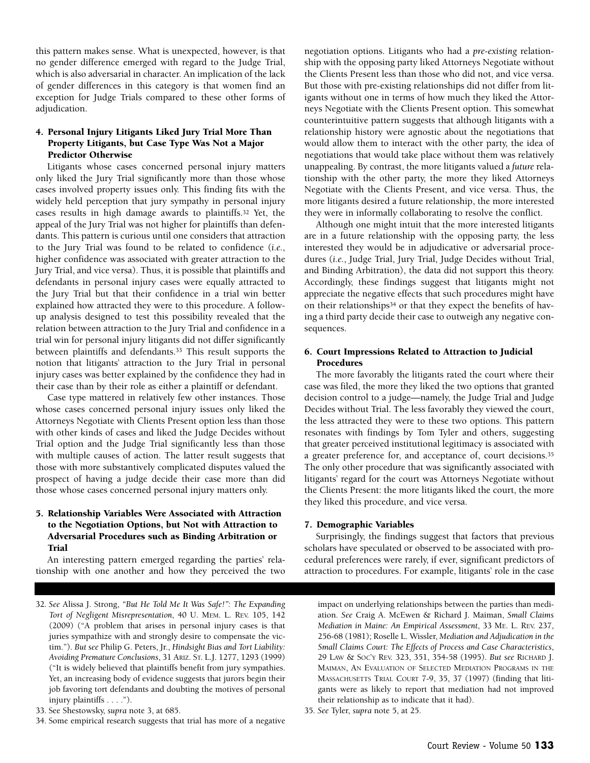this pattern makes sense. What is unexpected, however, is that no gender difference emerged with regard to the Judge Trial, which is also adversarial in character. An implication of the lack of gender differences in this category is that women find an exception for Judge Trials compared to these other forms of adjudication.

### 4. Personal Injury Litigants Liked Jury Trial More Than Property Litigants, but Case Type Was Not a Major Predictor Otherwise

Litigants whose cases concerned personal injury matters only liked the Jury Trial significantly more than those whose cases involved property issues only. This finding fits with the widely held perception that jury sympathy in personal injury cases results in high damage awards to plaintiffs.[32] Yet, the appeal of the Jury Trial was not higher for plaintiffs than defendants. This pattern is curious until one considers that attraction to the Jury Trial was found to be related to confidence (*i.e.*, higher confidence was associated with greater attraction to the Jury Trial, and vice versa). Thus, it is possible that plaintiffs and defendants in personal injury cases were equally attracted to the Jury Trial but that their confidence in a trial win better explained how attracted they were to this procedure. A follow-up analysis designed to test this possibility revealed that the relation between attraction to the Jury Trial and confidence in a trial win for personal injury litigants did not differ significantly between plaintiffs and defendants.[33] This result supports the notion that litigants' attraction to the Jury Trial in personal injury cases was better explained by the confidence they had in their case than by their role as either a plaintiff or defendant.

Case type mattered in relatively few other instances. Those whose cases concerned personal injury issues only liked the Attorneys Negotiate with Clients Present option less than those with other kinds of cases and liked the Judge Decides without Trial option and the Judge Trial significantly less than those with multiple causes of action. The latter result suggests that those with more substantively complicated disputes valued the prospect of having a judge decide their case more than did those whose cases concerned personal injury matters only.

### 5. Relationship Variables Were Associated with Attraction to the Negotiation Options, but Not with Attraction to Adversarial Procedures such as Binding Arbitration or Trial

An interesting pattern emerged regarding the parties' relationship with one another and how they perceived the two negotiation options. Litigants who had a *pre-existing* relationship with the opposing party liked Attorneys Negotiate without the Clients Present less than those who did not, and vice versa. But those with pre-existing relationships did not differ from litigants without one in terms of how much they liked the Attorneys Negotiate with the Clients Present option. This somewhat counterintuitive pattern suggests that although litigants with a relationship history were agnostic about the negotiations that would allow them to interact with the other party, the idea of negotiations that would take place without them was relatively unappealing. By contrast, the more litigants valued a *future* relationship with the other party, the more they liked Attorneys Negotiate with the Clients Present, and vice versa. Thus, the more litigants desired a future relationship, the more interested they were in informally collaborating to resolve the conflict.

Although one might intuit that the more interested litigants are in a future relationship with the opposing party, the less interested they would be in adjudicative or adversarial procedures (*i.e.*, Judge Trial, Jury Trial, Judge Decides without Trial, and Binding Arbitration), the data did not support this theory. Accordingly, these findings suggest that litigants might not appreciate the negative effects that such procedures might have on their relationships[34] or that they expect the benefits of having a third party decide their case to outweigh any negative consequences.

### 6. Court Impressions Related to Attraction to Judicial Procedures

The more favorably the litigants rated the court where their case was filed, the more they liked the two options that granted decision control to a judge—namely, the Judge Trial and Judge Decides without Trial. The less favorably they viewed the court, the less attracted they were to these two options. This pattern resonates with findings by Tom Tyler and others, suggesting that greater perceived institutional legitimacy is associated with a greater preference for, and acceptance of, court decisions.[35] The only other procedure that was significantly associated with litigants' regard for the court was Attorneys Negotiate without the Clients Present: the more litigants liked the court, the more they liked this procedure, and vice versa.

### 7. Demographic Variables

Surprisingly, the findings suggest that factors that previous scholars have speculated or observed to be associated with procedural preferences were rarely, if ever, significant predictors of attraction to procedures. For example, litigants' role in the case

---

32. *See* Alissa J. Strong, *"But He Told Me It Was Safe!": The Expanding Tort of Negligent Misrepresentation*, 40 U. MEM. L. REV. 105, 142 (2009) ("A problem that arises in personal injury cases is that juries sympathize with and strongly desire to compensate the victim."). *But see* Philip G. Peters, Jr., *Hindsight Bias and Tort Liability: Avoiding Premature Conclusions*, 31 ARIZ. ST. L.J. 1277, 1293 (1999) ("It is widely believed that plaintiffs benefit from jury sympathies. Yet, an increasing body of evidence suggests that jurors begin their job favoring tort defendants and doubting the motives of personal injury plaintiffs . . . .").

33. See Shestowsky, *supra* note 3, at 685.

34. Some empirical research suggests that trial has more of a negative impact on underlying relationships between the parties than mediation. *See* Craig A. McEwen & Richard J. Maiman, *Small Claims Mediation in Maine: An Empirical Assessment*, 33 ME. L. REV. 237, 256-68 (1981); Roselle L. Wissler, *Mediation and Adjudication in the Small Claims Court: The Effects of Process and Case Characteristics*, 29 LAW & SOC'Y REV. 323, 351, 354-58 (1995). *But see* RICHARD J. MAIMAN, AN EVALUATION OF SELECTED MEDIATION PROGRAMS IN THE MASSACHUSETTS TRIAL COURT 7-9, 35, 37 (1997) (finding that litigants were as likely to report that mediation had not improved their relationship as to indicate that it had).

35. *See* Tyler, *supra* note 5, at 25.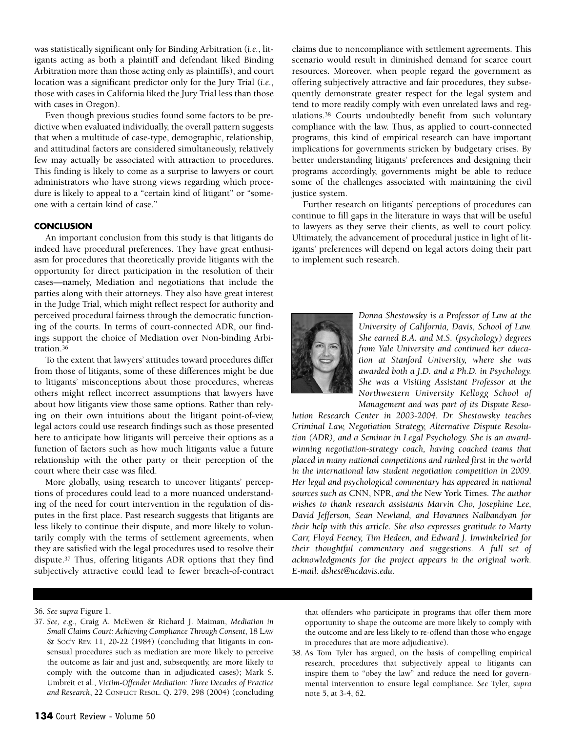was statistically significant only for Binding Arbitration (*i.e.*, litigants acting as both a plaintiff and defendant liked Binding Arbitration more than those acting only as plaintiffs), and court location was a significant predictor only for the Jury Trial (*i.e.*, those with cases in California liked the Jury Trial less than those with cases in Oregon).

Even though previous studies found some factors to be predictive when evaluated individually, the overall pattern suggests that when a multitude of case-type, demographic, relationship, and attitudinal factors are considered simultaneously, relatively few may actually be associated with attraction to procedures. This finding is likely to come as a surprise to lawyers or court administrators who have strong views regarding which procedure is likely to appeal to a "certain kind of litigant" or "someone with a certain kind of case."

## CONCLUSION

An important conclusion from this study is that litigants do indeed have procedural preferences. They have great enthusiasm for procedures that theoretically provide litigants with the opportunity for direct participation in the resolution of their cases—namely, Mediation and negotiations that include the parties along with their attorneys. They also have great interest in the Judge Trial, which might reflect respect for authority and perceived procedural fairness through the democratic functioning of the courts. In terms of court-connected ADR, our findings support the choice of Mediation over Non-binding Arbitration.[36]

To the extent that lawyers' attitudes toward procedures differ from those of litigants, some of these differences might be due to litigants' misconceptions about those procedures, whereas others might reflect incorrect assumptions that lawyers have about how litigants view those same options. Rather than relying on their own intuitions about the litigant point-of-view, legal actors could use research findings such as those presented here to anticipate how litigants will perceive their options as a function of factors such as how much litigants value a future relationship with the other party or their perception of the court where their case was filed.

More globally, using research to uncover litigants' perceptions of procedures could lead to a more nuanced understanding of the need for court intervention in the regulation of disputes in the first place. Past research suggests that litigants are less likely to continue their dispute, and more likely to voluntarily comply with the terms of settlement agreements, when they are satisfied with the legal procedures used to resolve their dispute.[37] Thus, offering litigants ADR options that they find subjectively attractive could lead to fewer breach-of-contract claims due to noncompliance with settlement agreements. This scenario would result in diminished demand for scarce court resources. Moreover, when people regard the government as offering subjectively attractive and fair procedures, they subsequently demonstrate greater respect for the legal system and tend to more readily comply with even unrelated laws and regulations.[38] Courts undoubtedly benefit from such voluntary compliance with the law. Thus, as applied to court-connected programs, this kind of empirical research can have important implications for governments stricken by budgetary crises. By better understanding litigants' preferences and designing their programs accordingly, governments might be able to reduce some of the challenges associated with maintaining the civil justice system.

Further research on litigants' perceptions of procedures can continue to fill gaps in the literature in ways that will be useful to lawyers as they serve their clients, as well to court policy. Ultimately, the advancement of procedural justice in light of litigants' preferences will depend on legal actors doing their part to implement such research.

*Donna Shestowsky is a Professor of Law at the University of California, Davis, School of Law. She earned B.A. and M.S. (psychology) degrees from Yale University and continued her education at Stanford University, where she was awarded both a J.D. and a Ph.D. in Psychology. She was a Visiting Assistant Professor at the Northwestern University Kellogg School of Management and was part of its Dispute Resolution Research Center in 2003-2004. Dr. Shestowsky teaches Criminal Law, Negotiation Strategy, Alternative Dispute Resolution (ADR), and a Seminar in Legal Psychology. She is an award-winning negotiation-strategy coach, having coached teams that placed in many national competitions and ranked first in the world in the international law student negotiation competition in 2009. Her legal and psychological commentary has appeared in national sources such as* CNN, NPR, *and the* New York Times. *The author wishes to thank research assistants Marvin Cho, Josephine Lee, David Jefferson, Sean Newland, and Hovannes Nalbandyan for their help with this article. She also expresses gratitude to Marty Carr, Floyd Feeney, Tim Hedeen, and Edward J. Imwinkelried for their thoughtful commentary and suggestions. A full set of acknowledgments for the project appears in the original work. E-mail: dshest@ucdavis.edu.*

---

36. *See supra* Figure 1.

37. *See, e.g.*, Craig A. McEwen & Richard J. Maiman, *Mediation in Small Claims Court: Achieving Compliance Through Consent*, 18 LAW & SOC'Y REV. 11, 20-22 (1984) (concluding that litigants in consensual procedures such as mediation are more likely to perceive the outcome as fair and just and, subsequently, are more likely to comply with the outcome than in adjudicated cases); Mark S. Umbreit et al., *Victim-Offender Mediation: Three Decades of Practice and Research*, 22 CONFLICT RESOL. Q. 279, 298 (2004) (concluding that offenders who participate in programs that offer them more opportunity to shape the outcome are more likely to comply with the outcome and are less likely to re-offend than those who engage in procedures that are more adjudicative).

38. As Tom Tyler has argued, on the basis of compelling empirical research, procedures that subjectively appeal to litigants can inspire them to "obey the law" and reduce the need for governmental intervention to ensure legal compliance. *See* Tyler, *supra* note 5, at 3-4, 62.